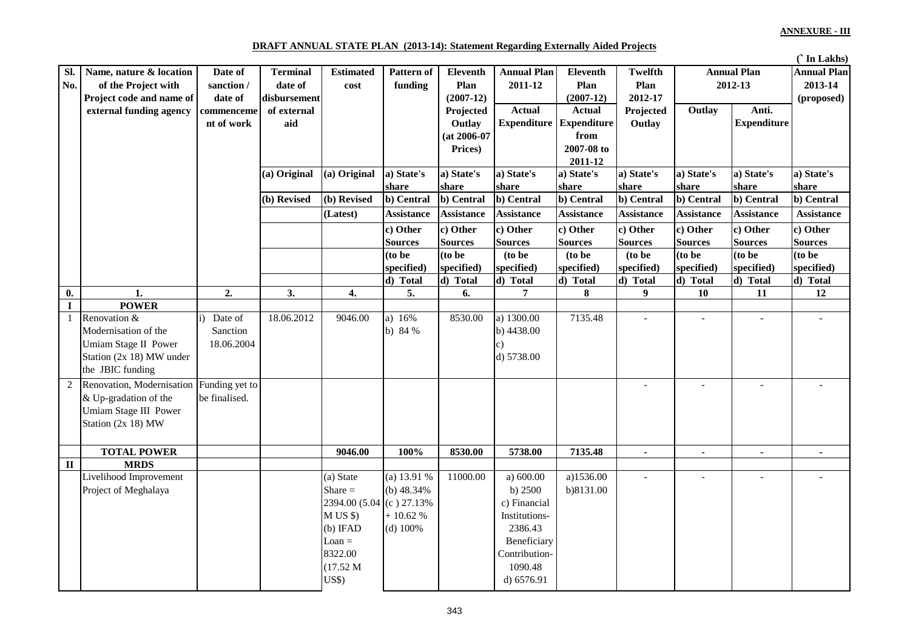**ANNEXURE - III**

**DRAFT ANNUAL STATE PLAN (2013-14): Statement Regarding Externally Aided Projects**

(` In Lakhs)

| Sl. No. | Name, nature & location of the Project with Project code and name of external funding agency | Date of sanction / date of commencement of work | Terminal date of disbursement of external aid | Estimated cost | Pattern of funding | Eleventh Plan (2007-12) Projected Outlay (at 2006-07 Prices) | Annual Plan 2011-12 Actual Expenditure | Eleventh Plan (2007-12) Actual Expenditure from 2007-08 to 2011-12 | Twelfth Plan 2012-17 Projected Outlay | Annual Plan 2012-13 Outlay | Annual Plan 2012-13 Anti. Expenditure | Annual Plan 2013-14 (proposed) |
|---|---|---|---|---|---|---|---|---|---|---|---|---|
| | | | (a) Original (b) Revised | (a) Original (b) Revised (Latest) | a) State's share b) Central Assistance c) Other Sources (to be specified) d) Total | a) State's share b) Central Assistance c) Other Sources (to be specified) d) Total | a) State's share b) Central Assistance c) Other Sources (to be specified) d) Total | a) State's share b) Central Assistance c) Other Sources (to be specified) d) Total | a) State's share b) Central Assistance c) Other Sources (to be specified) d) Total | a) State's share b) Central Assistance c) Other Sources (to be specified) d) Total | a) State's share b) Central Assistance c) Other Sources (to be specified) d) Total | a) State's share b) Central Assistance c) Other Sources (to be specified) d) Total |
| 0. | 1. | 2. | 3. | 4. | 5. | 6. | 7 | 8 | 9 | 10 | 11 | 12 |
| I | **POWER** | | | | | | | | | | | |
| 1 | Renovation & Modernisation of the Umiam Stage II Power Station (2x 18) MW under the JBIC funding | i) Date of Sanction 18.06.2004 | 18.06.2012 | 9046.00 | a) 16% b) 84 % | 8530.00 | a) 1300.00 b) 4438.00 c) d) 5738.00 | 7135.48 | - | - | - | - |
| 2 | Renovation, Modernisation & Up-gradation of the Umiam Stage III Power Station (2x 18) MW | Funding yet to be finalised. | | | | | | | - | - | - | - |
| | **TOTAL POWER** | | | **9046.00** | **100%** | **8530.00** | **5738.00** | **7135.48** | **-** | **-** | **-** | **-** |
| II | **MRDS** | | | | | | | | | | | |
| | Livelihood Improvement Project of Meghalaya | | | (a) State Share = 2394.00 (5.04 M US $) (b) IFAD Loan = 8322.00 (17.52 M US$) | (a) 13.91 % (b) 48.34% (c ) 27.13% + 10.62 % (d) 100% | 11000.00 | a) 600.00 b) 2500 c) Financial Institutions- 2386.43 Beneficiary Contribution- 1090.48 d) 6576.91 | a)1536.00 b)8131.00 | - | - | - | - |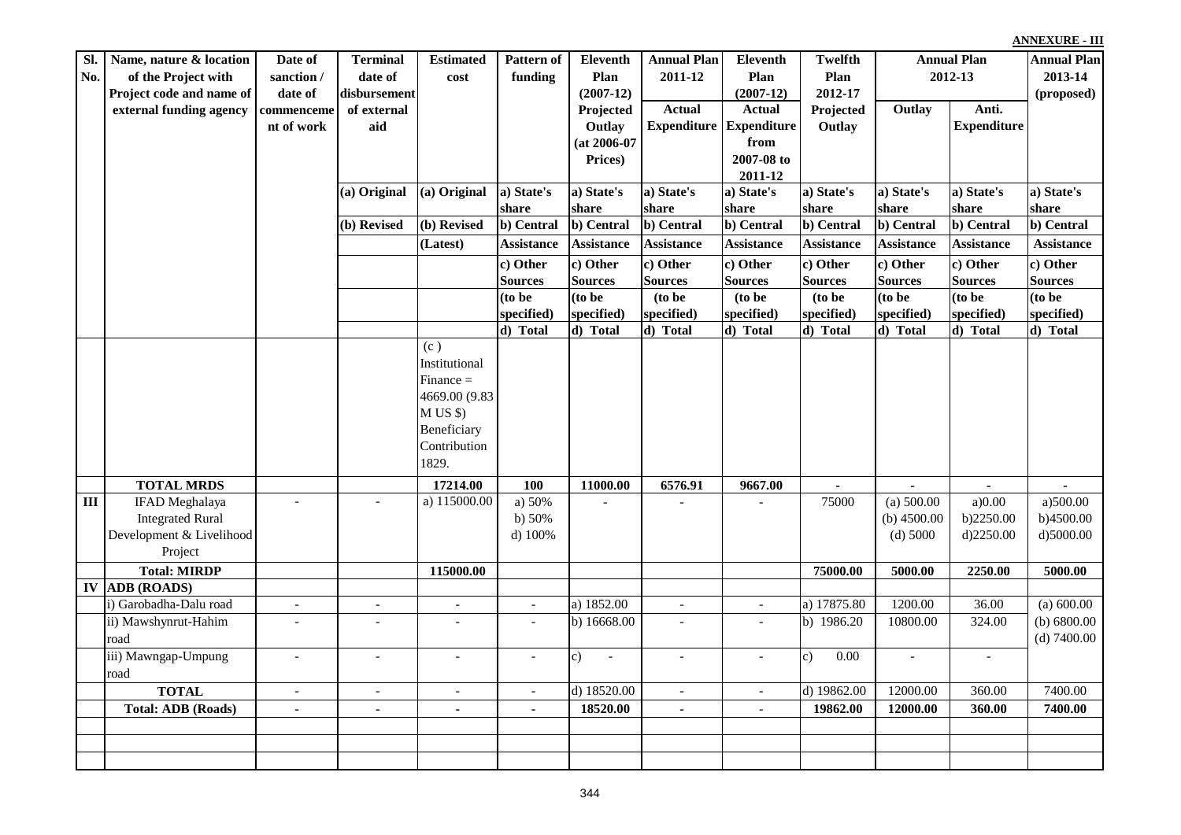**ANNEXURE - III**

| Sl. No. | Name, nature & location of the Project with Project code and name of external funding agency | Date of sanction / date of commencement of work | Terminal date of disbursement of external aid | Estimated cost | Pattern of funding | Eleventh Plan (2007-12) Projected Outlay (at 2006-07 Prices) | Annual Plan 2011-12 Actual Expenditure | Eleventh Plan (2007-12) Actual Expenditure from 2007-08 to 2011-12 | Twelfth Plan 2012-17 Projected Outlay | Annual Plan 2012-13 Outlay | Annual Plan 2012-13 Anti. Expenditure | Annual Plan 2013-14 (proposed) |
|---|---|---|---|---|---|---|---|---|---|---|---|---|
| | | | (a) Original | (a) Original | a) State's share | a) State's share | a) State's share | a) State's share | a) State's share | a) State's share | a) State's share | a) State's share |
| | | | (b) Revised | (b) Revised | b) Central | b) Central | b) Central | b) Central | b) Central | b) Central | b) Central | b) Central |
| | | | | (Latest) | Assistance | Assistance | Assistance | Assistance | Assistance | Assistance | Assistance | Assistance |
| | | | | | c) Other Sources | c) Other Sources | c) Other Sources | c) Other Sources | c) Other Sources | c) Other Sources | c) Other Sources | c) Other Sources |
| | | | | | (to be specified) | (to be specified) | (to be specified) | (to be specified) | (to be specified) | (to be specified) | (to be specified) | (to be specified) |
| | | | | | d) Total | d) Total | d) Total | d) Total | d) Total | d) Total | d) Total | d) Total |
| | | | | (c ) Institutional Finance = 4669.00 (9.83 M US $) Beneficiary Contribution 1829. | | | | | | | | |
| | **TOTAL MRDS** | | | **17214.00** | **100** | **11000.00** | **6576.91** | **9667.00** | **-** | **-** | **-** | **-** |
| **III** | IFAD Meghalaya Integrated Rural Development & Livelihood Project | - | - | a) 115000.00 | a) 50%<br>b) 50%<br>d) 100% | - | - | - | 75000 | (a) 500.00<br>(b) 4500.00<br>(d) 5000 | a)0.00<br>b)2250.00<br>d)2250.00 | a)500.00<br>b)4500.00<br>d)5000.00 |
| | **Total: MIRDP** | | | **115000.00** | | | | | **75000.00** | **5000.00** | **2250.00** | **5000.00** |
| **IV** | **ADB (ROADS)** | | | | | | | | | | | |
| | i) Garobadha-Dalu road | - | - | - | - | a) 1852.00 | - | - | a) 17875.80 | 1200.00 | 36.00 | (a) 600.00 |
| | ii) Mawshynrut-Hahim road | - | - | - | - | b) 16668.00 | - | - | b) 1986.20 | 10800.00 | 324.00 | (b) 6800.00<br>(d) 7400.00 |
| | iii) Mawngap-Umpung road | - | - | - | - | c) - | - | - | c) 0.00 | - | - | |
| | **TOTAL** | - | - | - | - | d) 18520.00 | - | - | d) 19862.00 | 12000.00 | 360.00 | 7400.00 |
| | **Total: ADB (Roads)** | **-** | **-** | **-** | **-** | **18520.00** | **-** | **-** | **19862.00** | **12000.00** | **360.00** | **7400.00** |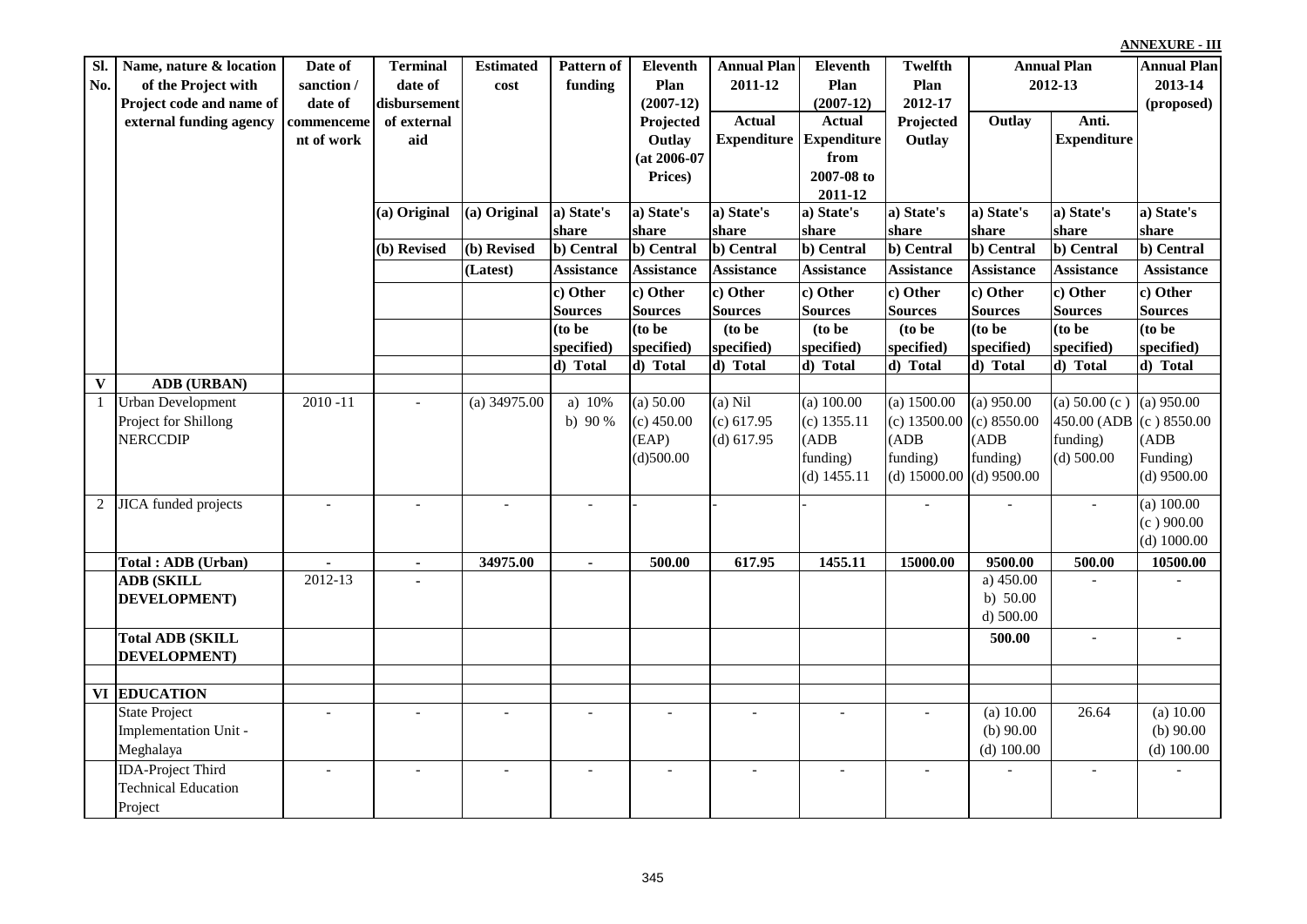**ANNEXURE - III**

| Sl. No. | Name, nature & location of the Project with Project code and name of external funding agency | Date of sanction / date of commencement of work | Terminal date of disbursement of external aid | Estimated cost | Pattern of funding | Eleventh Plan (2007-12) Projected Outlay (at 2006-07 Prices) | Annual Plan 2011-12 Actual Expenditure | Eleventh Plan (2007-12) Actual Expenditure from 2007-08 to 2011-12 | Twelfth Plan 2012-17 Projected Outlay | Annual Plan 2012-13 Outlay | Annual Plan 2012-13 Anti. Expenditure | Annual Plan 2013-14 (proposed) |
|---|---|---|---|---|---|---|---|---|---|---|---|---|
| | | | (a) Original | (a) Original | a) State's share | a) State's share | a) State's share | a) State's share | a) State's share | a) State's share | a) State's share | a) State's share |
| | | | (b) Revised | (b) Revised | b) Central | b) Central | b) Central | b) Central | b) Central | b) Central | b) Central | b) Central |
| | | | | (Latest) | Assistance | Assistance | Assistance | Assistance | Assistance | Assistance | Assistance | Assistance |
| | | | | | c) Other Sources | c) Other Sources | c) Other Sources | c) Other Sources | c) Other Sources | c) Other Sources | c) Other Sources | c) Other Sources |
| | | | | | (to be specified) | (to be specified) | (to be specified) | (to be specified) | (to be specified) | (to be specified) | (to be specified) | (to be specified) |
| | | | | | d) Total | d) Total | d) Total | d) Total | d) Total | d) Total | d) Total | d) Total |
| **V** | **ADB (URBAN)** | | | | | | | | | | | |
| 1 | Urban Development Project for Shillong NERCCDIP | 2010 -11 | - | (a) 34975.00 | a) 10% b) 90 % | (a) 50.00 (c) 450.00 (EAP) (d)500.00 | (a) Nil (c) 617.95 (d) 617.95 | (a) 100.00 (c) 1355.11 (ADB funding) (d) 1455.11 | (a) 1500.00 (c) 13500.00 (ADB funding) (d) 15000.00 | (a) 950.00 (c) 8550.00 (ADB funding) (d) 9500.00 | (a) 50.00 (c ) 450.00 (ADB funding) (d) 500.00 | (a) 950.00 (c ) 8550.00 (ADB Funding) (d) 9500.00 |
| 2 | JICA funded projects | - | - | - | - | - | - | - | - | - | - | (a) 100.00 (c ) 900.00 (d) 1000.00 |
| | **Total : ADB (Urban)** | **-** | **-** | **34975.00** | **-** | **500.00** | **617.95** | **1455.11** | **15000.00** | **9500.00** | **500.00** | **10500.00** |
| | **ADB (SKILL DEVELOPMENT)** | 2012-13 | **-** | | | | | | | a) 450.00 b) 50.00 d) 500.00 | - | - |
| | **Total ADB (SKILL DEVELOPMENT)** | | | | | | | | | **500.00** | **-** | **-** |
| | | | | | | | | | | | | |
| **VI** | **EDUCATION** | | | | | | | | | | | |
| | State Project Implementation Unit - Meghalaya | - | - | - | - | - | - | - | - | (a) 10.00 (b) 90.00 (d) 100.00 | 26.64 | (a) 10.00 (b) 90.00 (d) 100.00 |
| | IDA-Project Third Technical Education Project | - | - | - | - | - | - | - | - | - | - | - |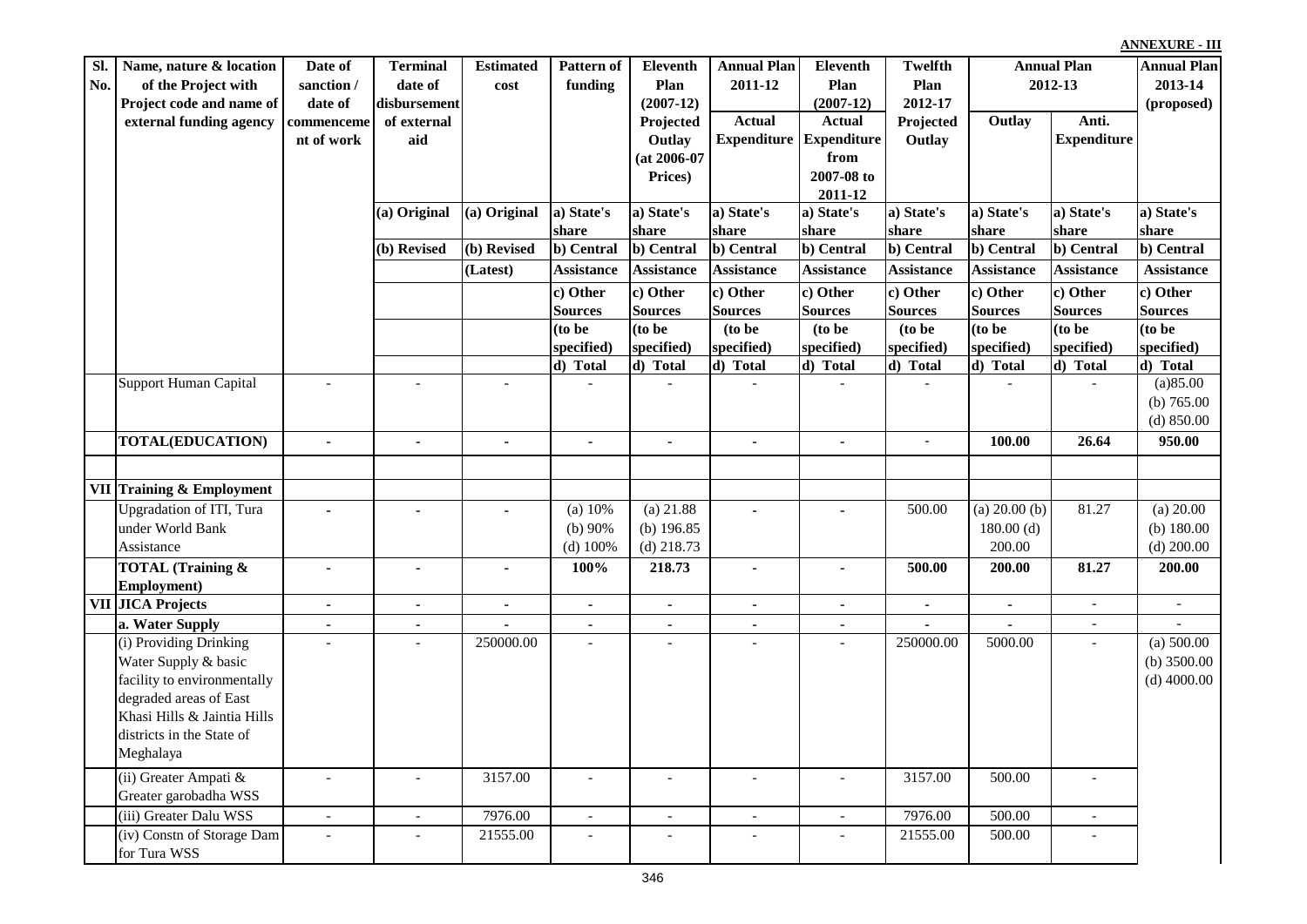**ANNEXURE - III**

| Sl. No. | Name, nature & location of the Project with Project code and name of external funding agency | Date of sanction / date of commencement of work | Terminal date of disbursement of external aid | Estimated cost | Pattern of funding | Eleventh Plan (2007-12) Projected Outlay (at 2006-07 Prices) | Annual Plan 2011-12 Actual Expenditure | Eleventh Plan (2007-12) Actual Expenditure from 2007-08 to 2011-12 | Twelfth Plan 2012-17 Projected Outlay | Annual Plan 2012-13 | | Annual Plan 2013-14 (proposed) |
|---|---|---|---|---|---|---|---|---|---|---|---|---|
| | | | | | | | | | | Outlay | Anti. Expenditure | |
| | | | (a) Original | (a) Original | a) State's share | a) State's share | a) State's share | a) State's share | a) State's share | a) State's share | a) State's share | a) State's share |
| | | | (b) Revised | (b) Revised | b) Central | b) Central | b) Central | b) Central | b) Central | b) Central | b) Central | b) Central |
| | | | | (Latest) | Assistance | Assistance | Assistance | Assistance | Assistance | Assistance | Assistance | Assistance |
| | | | | | c) Other Sources | c) Other Sources | c) Other Sources | c) Other Sources | c) Other Sources | c) Other Sources | c) Other Sources | c) Other Sources |
| | | | | | (to be specified) | (to be specified) | (to be specified) | (to be specified) | (to be specified) | (to be specified) | (to be specified) | (to be specified) |
| | | | | | d) Total | d) Total | d) Total | d) Total | d) Total | d) Total | d) Total | d) Total |
| | Support Human Capital | - | - | - | - | - | - | - | - | - | - | (a)85.00 (b) 765.00 (d) 850.00 |
| | **TOTAL(EDUCATION)** | - | - | - | - | - | - | - | - | **100.00** | **26.64** | **950.00** |
| | | | | | | | | | | | | |
| **VII** | **Training & Employment** | | | | | | | | | | | |
| | Upgradation of ITI, Tura under World Bank Assistance | - | - | - | (a) 10% (b) 90% (d) 100% | (a) 21.88 (b) 196.85 (d) 218.73 | - | - | 500.00 | (a) 20.00 (b) 180.00 (d) 200.00 | 81.27 | (a) 20.00 (b) 180.00 (d) 200.00 |
| | **TOTAL (Training & Employment)** | - | - | - | **100%** | **218.73** | - | - | **500.00** | **200.00** | **81.27** | **200.00** |
| **VII** | **JICA Projects** | - | - | - | - | - | - | - | - | - | - | - |
| | **a. Water Supply** | - | - | - | - | - | - | - | - | - | - | - |
| | (i) Providing Drinking Water Supply & basic facility to environmentally degraded areas of East Khasi Hills & Jaintia Hills districts in the State of Meghalaya | - | - | 250000.00 | - | - | - | - | 250000.00 | 5000.00 | - | (a) 500.00 (b) 3500.00 (d) 4000.00 |
| | (ii) Greater Ampati & Greater garobadha WSS | - | - | 3157.00 | - | - | - | - | 3157.00 | 500.00 | - | |
| | (iii) Greater Dalu WSS | - | - | 7976.00 | - | - | - | - | 7976.00 | 500.00 | - | |
| | (iv) Constn of Storage Dam for Tura WSS | - | - | 21555.00 | - | - | - | - | 21555.00 | 500.00 | - | |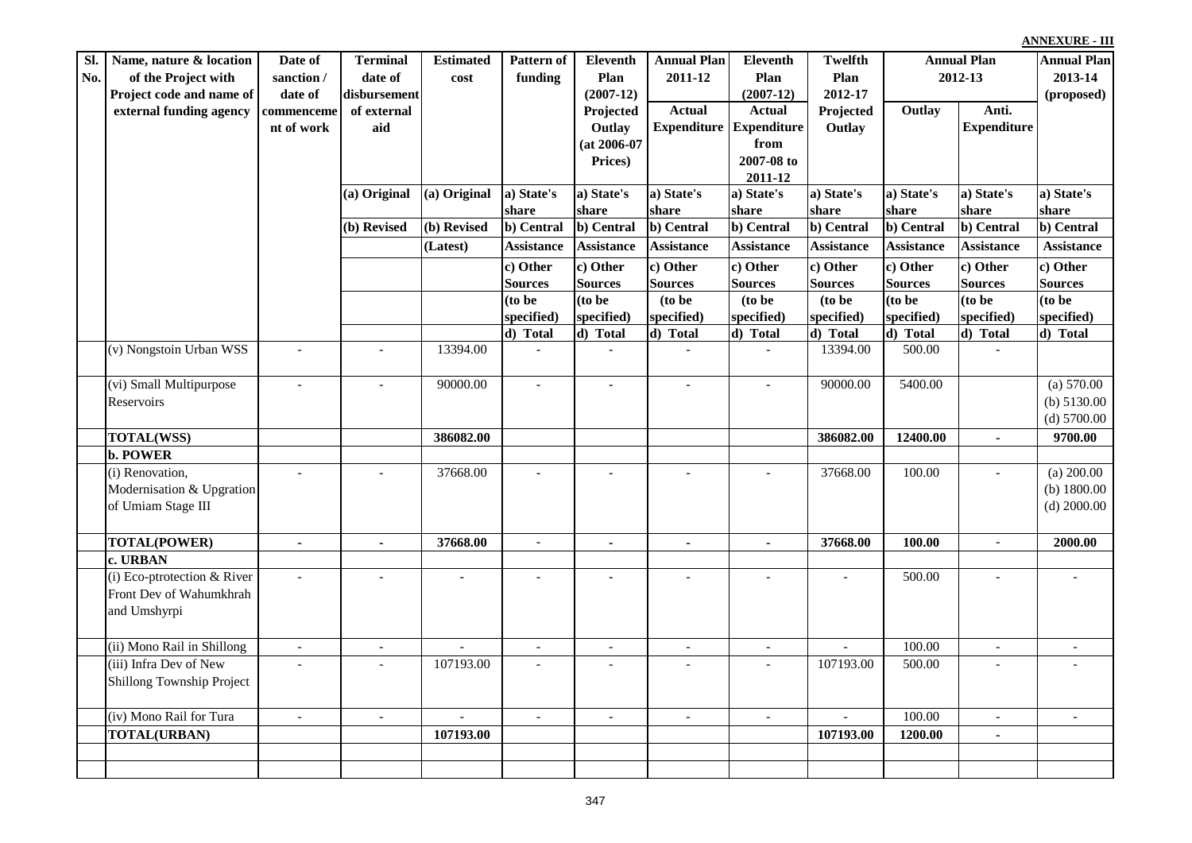**ANNEXURE - III**

| Sl. No. | Name, nature & location of the Project with Project code and name of external funding agency | Date of sanction / date of commencement of work | Terminal date of disbursement of external aid | Estimated cost | Pattern of funding | Eleventh Plan (2007-12) Projected Outlay (at 2006-07 Prices) | Annual Plan 2011-12 Actual Expenditure | Eleventh Plan (2007-12) Actual Expenditure from 2007-08 to 2011-12 | Twelfth Plan 2012-17 Projected Outlay | Annual Plan 2012-13 | | Annual Plan 2013-14 (proposed) |
|---|---|---|---|---|---|---|---|---|---|---|---|---|
| | | | | | | | | | | Outlay | Anti. Expenditure | |
| | | | (a) Original | (a) Original | a) State's share | a) State's share | a) State's share | a) State's share | a) State's share | a) State's share | a) State's share | a) State's share |
| | | | (b) Revised | (b) Revised | b) Central | b) Central | b) Central | b) Central | b) Central | b) Central | b) Central | b) Central |
| | | | | (Latest) | Assistance | Assistance | Assistance | Assistance | Assistance | Assistance | Assistance | Assistance |
| | | | | | c) Other Sources | c) Other Sources | c) Other Sources | c) Other Sources | c) Other Sources | c) Other Sources | c) Other Sources | c) Other Sources |
| | | | | | (to be specified) | (to be specified) | (to be specified) | (to be specified) | (to be specified) | (to be specified) | (to be specified) | (to be specified) |
| | | | | | d) Total | d) Total | d) Total | d) Total | d) Total | d) Total | d) Total | d) Total |
| | (v) Nongstoin Urban WSS | - | - | 13394.00 | - | - | - | - | 13394.00 | 500.00 | - | |
| | (vi) Small Multipurpose Reservoirs | - | - | 90000.00 | - | - | - | - | 90000.00 | 5400.00 | | (a) 570.00<br>(b) 5130.00<br>(d) 5700.00 |
| | **TOTAL(WSS)** | | | **386082.00** | | | | | **386082.00** | **12400.00** | **-** | **9700.00** |
| | **b. POWER** | | | | | | | | | | | |
| | (i) Renovation, Modernisation & Upgration of Umiam Stage III | - | - | 37668.00 | - | - | - | - | 37668.00 | 100.00 | - | (a) 200.00<br>(b) 1800.00<br>(d) 2000.00 |
| | **TOTAL(POWER)** | **-** | **-** | **37668.00** | - | **-** | **-** | **-** | **37668.00** | **100.00** | - | **2000.00** |
| | **c. URBAN** | | | | | | | | | | | |
| | (i) Eco-ptrotection & River Front Dev of Wahumkhrah and Umshyrpi | - | - | - | - | - | - | - | - | 500.00 | - | - |
| | (ii) Mono Rail in Shillong | - | - | - | - | - | - | - | - | 100.00 | - | - |
| | (iii) Infra Dev of New Shillong Township Project | - | - | 107193.00 | - | - | - | - | 107193.00 | 500.00 | - | - |
| | (iv) Mono Rail for Tura | - | - | - | - | - | - | - | - | 100.00 | - | - |
| | **TOTAL(URBAN)** | | | **107193.00** | | | | | **107193.00** | **1200.00** | **-** | |
| | | | | | | | | | | | | |
| | | | | | | | | | | | | |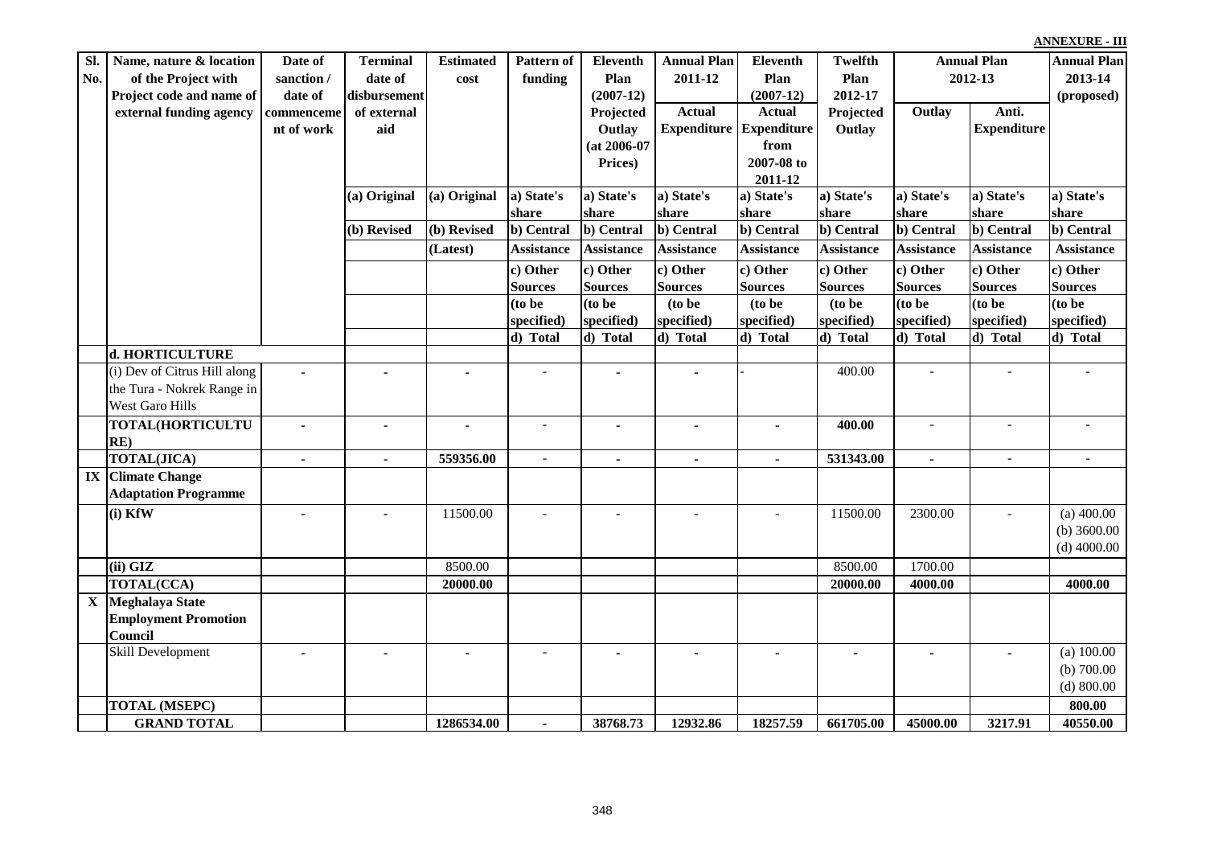**ANNEXURE - III**

| Sl. No. | Name, nature & location of the Project with Project code and name of external funding agency | Date of sanction / date of commencement of work | Terminal date of disbursement of external aid | Estimated cost | Pattern of funding | Eleventh Plan (2007-12) Projected Outlay (at 2006-07 Prices) | Annual Plan 2011-12 Actual Expenditure | Eleventh Plan (2007-12) Actual Expenditure from 2007-08 to 2011-12 | Twelfth Plan 2012-17 Projected Outlay | Annual Plan 2012-13 Outlay | Annual Plan 2012-13 Anti. Expenditure | Annual Plan 2013-14 (proposed) |
|---|---|---|---|---|---|---|---|---|---|---|---|---|
| | | | (a) Original | (a) Original | a) State's share | a) State's share | a) State's share | a) State's share | a) State's share | a) State's share | a) State's share | a) State's share |
| | | | (b) Revised | (b) Revised | b) Central | b) Central | b) Central | b) Central | b) Central | b) Central | b) Central | b) Central |
| | | | | (Latest) | Assistance | Assistance | Assistance | Assistance | Assistance | Assistance | Assistance | Assistance |
| | | | | | c) Other Sources | c) Other Sources | c) Other Sources | c) Other Sources | c) Other Sources | c) Other Sources | c) Other Sources | c) Other Sources |
| | | | | | (to be specified) | (to be specified) | (to be specified) | (to be specified) | (to be specified) | (to be specified) | (to be specified) | (to be specified) |
| | | | | | d) Total | d) Total | d) Total | d) Total | d) Total | d) Total | d) Total | d) Total |
| | **d. HORTICULTURE** | | | | | | | | | | | |
| | (i) Dev of Citrus Hill along the Tura - Nokrek Range in West Garo Hills | - | - | - | - | - | - | - | 400.00 | - | - | - |
| | **TOTAL(HORTICULTURE)** | - | - | - | - | - | - | - | **400.00** | - | - | - |
| | **TOTAL(JICA)** | - | - | **559356.00** | - | - | - | - | **531343.00** | - | - | - |
| **IX** | **Climate Change Adaptation Programme** | | | | | | | | | | | |
| | **(i) KfW** | - | - | 11500.00 | - | - | - | - | 11500.00 | 2300.00 | - | (a) 400.00 (b) 3600.00 (d) 4000.00 |
| | **(ii) GIZ** | | | 8500.00 | | | | | 8500.00 | 1700.00 | | |
| | **TOTAL(CCA)** | | | **20000.00** | | | | | **20000.00** | **4000.00** | | **4000.00** |
| **X** | **Meghalaya State Employment Promotion Council** | | | | | | | | | | | |
| | Skill Development | - | - | - | - | - | - | - | - | - | - | (a) 100.00 (b) 700.00 (d) 800.00 |
| | **TOTAL (MSEPC)** | | | | | | | | | | | **800.00** |
| | **GRAND TOTAL** | | | **1286534.00** | - | **38768.73** | **12932.86** | **18257.59** | **661705.00** | **45000.00** | **3217.91** | **40550.00** |